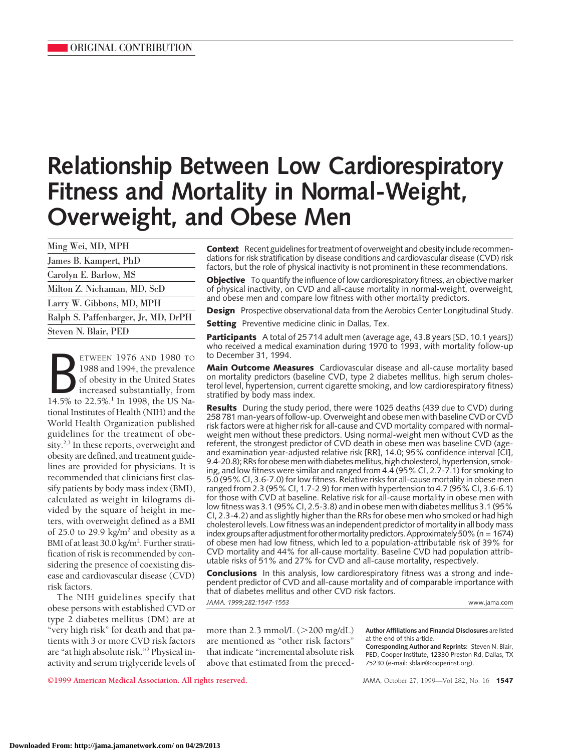ORIGINAL CONTRIBUTION

# Relationship Between Low Cardiorespiratory Fitness and Mortality in Normal-Weight, Overweight, and Obese Men

Ming Wei, MD, MPH
James B. Kampert, PhD
Carolyn E. Barlow, MS
Milton Z. Nichaman, MD, ScD
Larry W. Gibbons, MD, MPH
Ralph S. Paffenbarger, Jr, MD, DrPH
Steven N. Blair, PED

**Context** Recent guidelines for treatment of overweight and obesity include recommendations for risk stratification by disease conditions and cardiovascular disease (CVD) risk factors, but the role of physical inactivity is not prominent in these recommendations.

**Objective** To quantify the influence of low cardiorespiratory fitness, an objective marker of physical inactivity, on CVD and all-cause mortality in normal-weight, overweight, and obese men and compare low fitness with other mortality predictors.

**Design** Prospective observational data from the Aerobics Center Longitudinal Study.

**Setting** Preventive medicine clinic in Dallas, Tex.

**Participants** A total of 25 714 adult men (average age, 43.8 years [SD, 10.1 years]) who received a medical examination during 1970 to 1993, with mortality follow-up to December 31, 1994.

**Main Outcome Measures** Cardiovascular disease and all-cause mortality based on mortality predictors (baseline CVD, type 2 diabetes mellitus, high serum cholesterol level, hypertension, current cigarette smoking, and low cardiorespiratory fitness) stratified by body mass index.

**Results** During the study period, there were 1025 deaths (439 due to CVD) during 258 781 man-years of follow-up. Overweight and obese men with baseline CVD or CVD risk factors were at higher risk for all-cause and CVD mortality compared with normal-weight men without these predictors. Using normal-weight men without CVD as the referent, the strongest predictor of CVD death in obese men was baseline CVD (age- and examination year–adjusted relative risk [RR], 14.0; 95% confidence interval [CI], 9.4-20.8); RRs for obese men with diabetes mellitus, high cholesterol, hypertension, smoking, and low fitness were similar and ranged from 4.4 (95% CI, 2.7-7.1) for smoking to 5.0 (95% CI, 3.6-7.0) for low fitness. Relative risks for all-cause mortality in obese men ranged from 2.3 (95% CI, 1.7-2.9) for men with hypertension to 4.7 (95% CI, 3.6-6.1) for those with CVD at baseline. Relative risk for all-cause mortality in obese men with low fitness was 3.1 (95% CI, 2.5-3.8) and in obese men with diabetes mellitus 3.1 (95% CI, 2.3-4.2) and as slightly higher than the RRs for obese men who smoked or had high cholesterol levels. Low fitness was an independent predictor of mortality in all body mass index groups after adjustment for other mortality predictors. Approximately 50% (n = 1674) of obese men had low fitness, which led to a population-attributable risk of 39% for CVD mortality and 44% for all-cause mortality. Baseline CVD had population attributable risks of 51% and 27% for CVD and all-cause mortality, respectively.

**Conclusions** In this analysis, low cardiorespiratory fitness was a strong and independent predictor of CVD and all-cause mortality and of comparable importance with that of diabetes mellitus and other CVD risk factors.

*JAMA. 1999;282:1547-1553* www.jama.com

Between 1976 and 1980 to 1988 and 1994, the prevalence of obesity in the United States increased substantially, from 14.5% to 22.5%.[1] In 1998, the US National Institutes of Health (NIH) and the World Health Organization published guidelines for the treatment of obesity.[2,3] In these reports, overweight and obesity are defined, and treatment guidelines are provided for physicians. It is recommended that clinicians first classify patients by body mass index (BMI), calculated as weight in kilograms divided by the square of height in meters, with overweight defined as a BMI of 25.0 to 29.9 kg/m$^2$ and obesity as a BMI of at least 30.0 kg/m$^2$. Further stratification of risk is recommended by considering the presence of coexisting disease and cardiovascular disease (CVD) risk factors.

The NIH guidelines specify that obese persons with established CVD or type 2 diabetes mellitus (DM) are at "very high risk" for death and that patients with 3 or more CVD risk factors are "at high absolute risk."[2] Physical inactivity and serum triglyceride levels of more than 2.3 mmol/L (>200 mg/dL) are mentioned as "other risk factors" that indicate "incremental absolute risk above that estimated from the preced-

**Author Affiliations and Financial Disclosures** are listed at the end of this article.

**Corresponding Author and Reprints:** Steven N. Blair, PED, Cooper Institute, 12330 Preston Rd, Dallas, TX 75230 (e-mail: sblair@cooperinst.org).

©1999 American Medical Association. All rights reserved.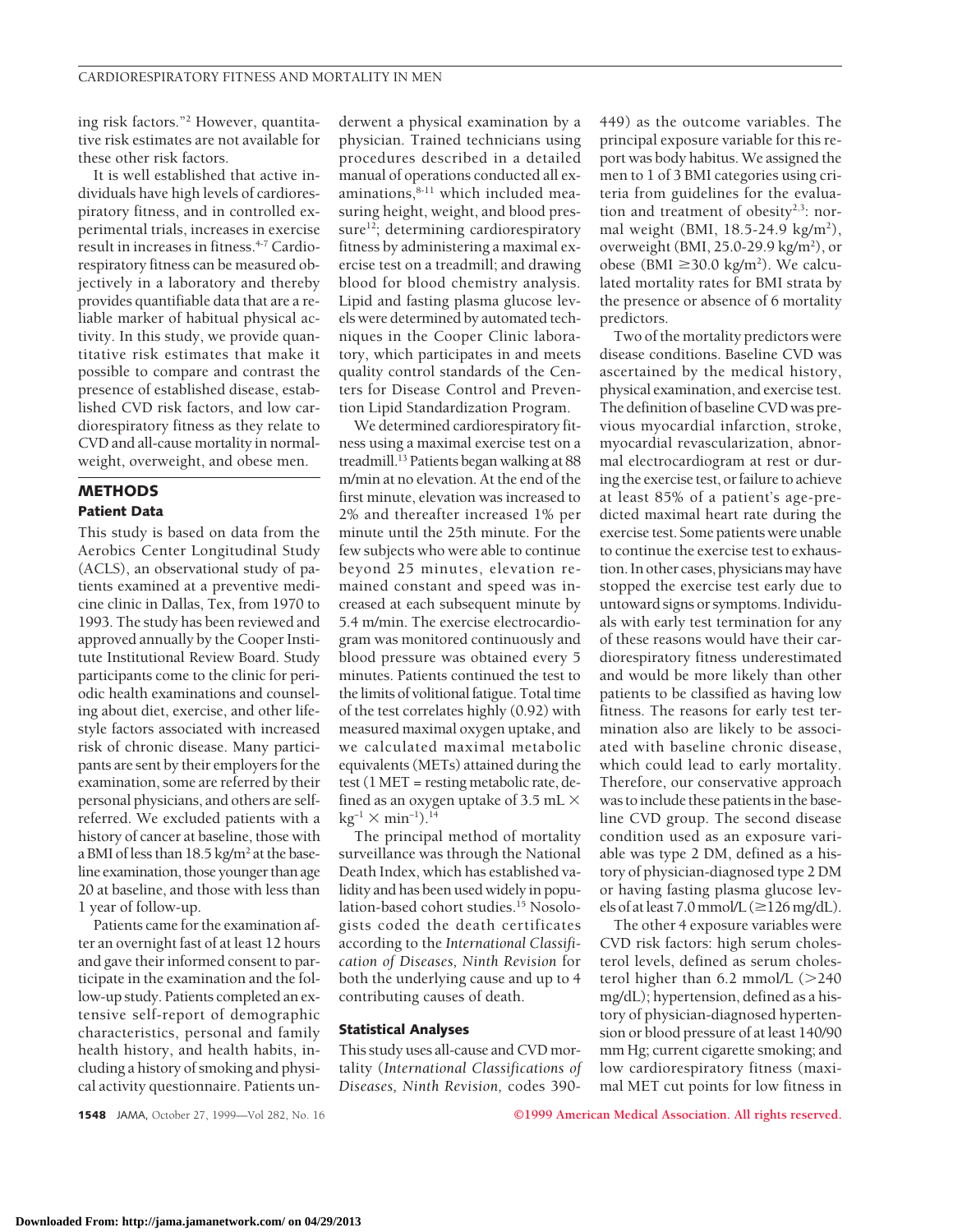ing risk factors."[2] However, quantitative risk estimates are not available for these other risk factors.

It is well established that active individuals have high levels of cardiorespiratory fitness, and in controlled experimental trials, increases in exercise result in increases in fitness.[4-7] Cardiorespiratory fitness can be measured objectively in a laboratory and thereby provides quantifiable data that are a reliable marker of habitual physical activity. In this study, we provide quantitative risk estimates that make it possible to compare and contrast the presence of established disease, established CVD risk factors, and low cardiorespiratory fitness as they relate to CVD and all-cause mortality in normal-weight, overweight, and obese men.

## METHODS

### Patient Data

This study is based on data from the Aerobics Center Longitudinal Study (ACLS), an observational study of patients examined at a preventive medicine clinic in Dallas, Tex, from 1970 to 1993. The study has been reviewed and approved annually by the Cooper Institute Institutional Review Board. Study participants come to the clinic for periodic health examinations and counseling about diet, exercise, and other lifestyle factors associated with increased risk of chronic disease. Many participants are sent by their employers for the examination, some are referred by their personal physicians, and others are self-referred. We excluded patients with a history of cancer at baseline, those with a BMI of less than 18.5 kg/m$^2$ at the baseline examination, those younger than age 20 at baseline, and those with less than 1 year of follow-up.

Patients came for the examination after an overnight fast of at least 12 hours and gave their informed consent to participate in the examination and the follow-up study. Patients completed an extensive self-report of demographic characteristics, personal and family health history, and health habits, including a history of smoking and physical activity questionnaire. Patients underwent a physical examination by a physician. Trained technicians using procedures described in a detailed manual of operations conducted all examinations,[8-11] which included measuring height, weight, and blood pressure[12]; determining cardiorespiratory fitness by administering a maximal exercise test on a treadmill; and drawing blood for blood chemistry analysis. Lipid and fasting plasma glucose levels were determined by automated techniques in the Cooper Clinic laboratory, which participates in and meets quality control standards of the Centers for Disease Control and Prevention Lipid Standardization Program.

We determined cardiorespiratory fitness using a maximal exercise test on a treadmill.[13] Patients began walking at 88 m/min at no elevation. At the end of the first minute, elevation was increased to 2% and thereafter increased 1% per minute until the 25th minute. For the few subjects who were able to continue beyond 25 minutes, elevation remained constant and speed was increased at each subsequent minute by 5.4 m/min. The exercise electrocardiogram was monitored continuously and blood pressure was obtained every 5 minutes. Patients continued the test to the limits of volitional fatigue. Total time of the test correlates highly (0.92) with measured maximal oxygen uptake, and we calculated maximal metabolic equivalents (METs) attained during the test (1 MET = resting metabolic rate, defined as an oxygen uptake of 3.5 mL $\times$ kg$^{-1}$ $\times$ min$^{-1}$).[14]

The principal method of mortality surveillance was through the National Death Index, which has established validity and has been used widely in population-based cohort studies.[15] Nosologists coded the death certificates according to the *International Classification of Diseases, Ninth Revision* for both the underlying cause and up to 4 contributing causes of death.

### Statistical Analyses

This study uses all-cause and CVD mortality (*International Classifications of Diseases, Ninth Revision,* codes 390-449) as the outcome variables. The principal exposure variable for this report was body habitus. We assigned the men to 1 of 3 BMI categories using criteria from guidelines for the evaluation and treatment of obesity[2,3]: normal weight (BMI, 18.5-24.9 kg/m$^2$), overweight (BMI, 25.0-29.9 kg/m$^2$), or obese (BMI $\geq$30.0 kg/m$^2$). We calculated mortality rates for BMI strata by the presence or absence of 6 mortality predictors.

Two of the mortality predictors were disease conditions. Baseline CVD was ascertained by the medical history, physical examination, and exercise test. The definition of baseline CVD was previous myocardial infarction, stroke, myocardial revascularization, abnormal electrocardiogram at rest or during the exercise test, or failure to achieve at least 85% of a patient's age-predicted maximal heart rate during the exercise test. Some patients were unable to continue the exercise test to exhaustion. In other cases, physicians may have stopped the exercise test early due to untoward signs or symptoms. Individuals with early test termination for any of these reasons would have their cardiorespiratory fitness underestimated and would be more likely than other patients to be classified as having low fitness. The reasons for early test termination also are likely to be associated with baseline chronic disease, which could lead to early mortality. Therefore, our conservative approach was to include these patients in the baseline CVD group. The second disease condition used as an exposure variable was type 2 DM, defined as a history of physician-diagnosed type 2 DM or having fasting plasma glucose levels of at least 7.0 mmol/L ($\geq$126 mg/dL).

The other 4 exposure variables were CVD risk factors: high serum cholesterol levels, defined as serum cholesterol higher than 6.2 mmol/L (>240 mg/dL); hypertension, defined as a history of physician-diagnosed hypertension or blood pressure of at least 140/90 mm Hg; current cigarette smoking; and low cardiorespiratory fitness (maximal MET cut points for low fitness in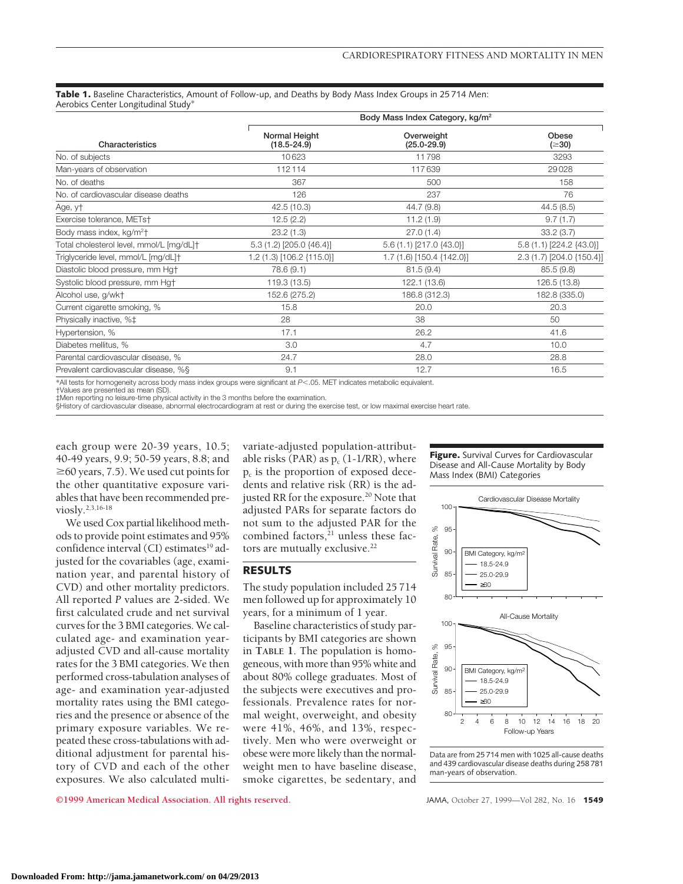**Table 1.** Baseline Characteristics, Amount of Follow-up, and Deaths by Body Mass Index Groups in 25 714 Men: Aerobics Center Longitudinal Study*

| | Body Mass Index Category, kg/m² | | |
|---|---|---|---|
| Characteristics | Normal Height (18.5-24.9) | Overweight (25.0-29.9) | Obese (≥30) |
| No. of subjects | 10 623 | 11 798 | 3293 |
| Man-years of observation | 112 114 | 117 639 | 29 028 |
| No. of deaths | 367 | 500 | 158 |
| No. of cardiovascular disease deaths | 126 | 237 | 76 |
| Age, y† | 42.5 (10.3) | 44.7 (9.8) | 44.5 (8.5) |
| Exercise tolerance, METs† | 12.5 (2.2) | 11.2 (1.9) | 9.7 (1.7) |
| Body mass index, kg/m²† | 23.2 (1.3) | 27.0 (1.4) | 33.2 (3.7) |
| Total cholesterol level, mmol/L [mg/dL]† | 5.3 (1.2) [205.0 {46.4}] | 5.6 (1.1) [217.0 {43.0}] | 5.8 (1.1) [224.2 {43.0}] |
| Triglyceride level, mmol/L [mg/dL]† | 1.2 (1.3) [106.2 {115.0}] | 1.7 (1.6) [150.4 {142.0}] | 2.3 (1.7) [204.0 {150.4}] |
| Diastolic blood pressure, mm Hg† | 78.6 (9.1) | 81.5 (9.4) | 85.5 (9.8) |
| Systolic blood pressure, mm Hg† | 119.3 (13.5) | 122.1 (13.6) | 126.5 (13.8) |
| Alcohol use, g/wk† | 152.6 (275.2) | 186.8 (312.3) | 182.8 (335.0) |
| Current cigarette smoking, % | 15.8 | 20.0 | 20.3 |
| Physically inactive, %‡ | 28 | 38 | 50 |
| Hypertension, % | 17.1 | 26.2 | 41.6 |
| Diabetes mellitus, % | 3.0 | 4.7 | 10.0 |
| Parental cardiovascular disease, % | 24.7 | 28.0 | 28.8 |
| Prevalent cardiovascular disease, %§ | 9.1 | 12.7 | 16.5 |

*All tests for homogeneity across body mass index groups were significant at $P<.05$. MET indicates metabolic equivalent.
†Values are presented as mean (SD).
‡Men reporting no leisure-time physical activity in the 3 months before the examination.
§History of cardiovascular disease, abnormal electrocardiogram at rest or during the exercise test, or low maximal exercise heart rate.

each group were 20-39 years, 10.5; 40-49 years, 9.9; 50-59 years, 8.8; and ≥60 years, 7.5). We used cut points for the other quantitative exposure variables that have been recommended previosly.[2,3,16-18]

We used Cox partial likelihood methods to provide point estimates and 95% confidence interval (CI) estimates[19] adjusted for the covariables (age, examination year, and parental history of CVD) and other mortality predictors. All reported *P* values are 2-sided. We first calculated crude and net survival curves for the 3 BMI categories. We calculated age- and examination year-adjusted CVD and all-cause mortality rates for the 3 BMI categories. We then performed cross-tabulation analyses of age- and examination year-adjusted mortality rates using the BMI categories and the presence or absence of the primary exposure variables. We repeated these cross-tabulations with additional adjustment for parental history of CVD and each of the other exposures. We also calculated multivariate-adjusted population-attributable risks (PAR) as $p_c$ (1-1/RR), where $p_c$ is the proportion of exposed decedents and relative risk (RR) is the adjusted RR for the exposure.[20] Note that adjusted PARs for separate factors do not sum to the adjusted PAR for the combined factors,[21] unless these factors are mutually exclusive.[22]

## RESULTS

The study population included 25 714 men followed up for approximately 10 years, for a minimum of 1 year.

Baseline characteristics of study participants by BMI categories are shown in TABLE 1. The population is homogeneous, with more than 95% white and about 80% college graduates. Most of the subjects were executives and professionals. Prevalence rates for normal weight, overweight, and obesity were 41%, 46%, and 13%, respectively. Men who were overweight or obese were more likely than the normal-weight men to have baseline disease, smoke cigarettes, be sedentary, and

**Figure.** Survival Curves for Cardiovascular Disease and All-Cause Mortality by Body Mass Index (BMI) Categories

Cardiovascular Disease Mortality
Survival Rate, %
100
95
90
85
80
BMI Category, kg/m²
18.5-24.9
25.0-29.9
≥30

All-Cause Mortality
Survival Rate, %
100
95
90
85
80
BMI Category, kg/m²
18.5-24.9
25.0-29.9
≥30
2 4 6 8 10 12 14 16 18 20
Follow-up Years

Data are from 25 714 men with 1025 all-cause deaths and 439 cardiovascular disease deaths during 258 781 man-years of observation.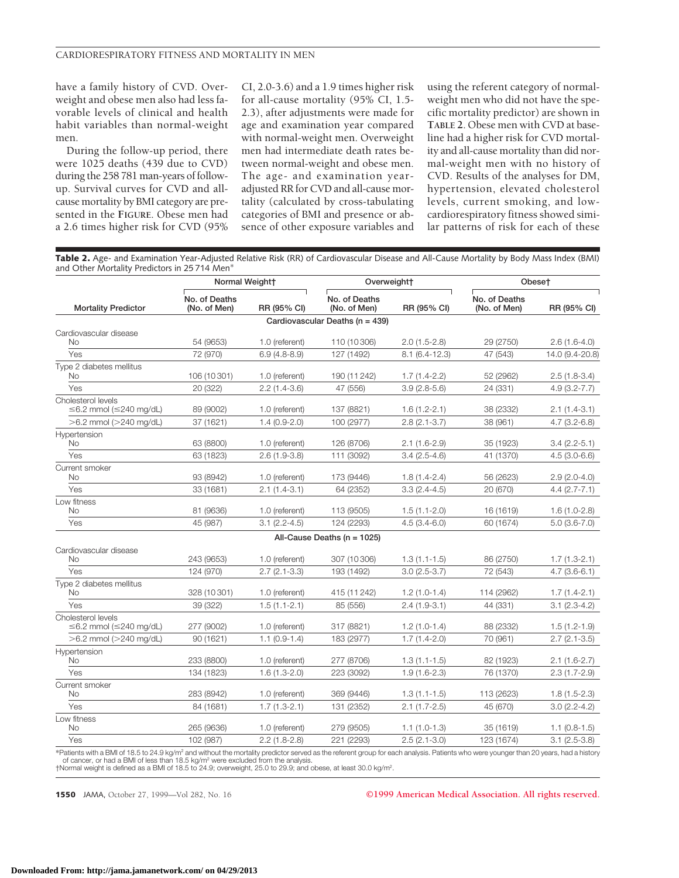have a family history of CVD. Overweight and obese men also had less favorable levels of clinical and health habit variables than normal-weight men.

During the follow-up period, there were 1025 deaths (439 due to CVD) during the 258 781 man-years of follow-up. Survival curves for CVD and all-cause mortality by BMI category are presented in the **FIGURE**. Obese men had a 2.6 times higher risk for CVD (95% CI, 2.0-3.6) and a 1.9 times higher risk for all-cause mortality (95% CI, 1.5-2.3), after adjustments were made for age and examination year compared with normal-weight men. Overweight men had intermediate death rates between normal-weight and obese men. The age- and examination year-adjusted RR for CVD and all-cause mortality (calculated by cross-tabulating categories of BMI and presence or absence of other exposure variables and using the referent category of normal-weight men who did not have the specific mortality predictor) are shown in **TABLE 2**. Obese men with CVD at baseline had a higher risk for CVD mortality and all-cause mortality than did normal-weight men with no history of CVD. Results of the analyses for DM, hypertension, elevated cholesterol levels, current smoking, and low-cardiorespiratory fitness showed similar patterns of risk for each of these

**Table 2.** Age- and Examination Year-Adjusted Relative Risk (RR) of Cardiovascular Disease and All-Cause Mortality by Body Mass Index (BMI) and Other Mortality Predictors in 25 714 Men*

| | Normal Weight† | | Overweight† | | Obese† | |
|---|---|---|---|---|---|---|
| Mortality Predictor | No. of Deaths (No. of Men) | RR (95% CI) | No. of Deaths (No. of Men) | RR (95% CI) | No. of Deaths (No. of Men) | RR (95% CI) |
| **Cardiovascular Deaths (n = 439)** | | | | | | |
| Cardiovascular disease | | | | | | |
| No | 54 (9653) | 1.0 (referent) | 110 (10 306) | 2.0 (1.5-2.8) | 29 (2750) | 2.6 (1.6-4.0) |
| Yes | 72 (970) | 6.9 (4.8-8.9) | 127 (1492) | 8.1 (6.4-12.3) | 47 (543) | 14.0 (9.4-20.8) |
| Type 2 diabetes mellitus | | | | | | |
| No | 106 (10 301) | 1.0 (referent) | 190 (11 242) | 1.7 (1.4-2.2) | 52 (2962) | 2.5 (1.8-3.4) |
| Yes | 20 (322) | 2.2 (1.4-3.6) | 47 (556) | 3.9 (2.8-5.6) | 24 (331) | 4.9 (3.2-7.7) |
| Cholesterol levels | | | | | | |
| ≤6.2 mmol (≤240 mg/dL) | 89 (9002) | 1.0 (referent) | 137 (8821) | 1.6 (1.2-2.1) | 38 (2332) | 2.1 (1.4-3.1) |
| >6.2 mmol (>240 mg/dL) | 37 (1621) | 1.4 (0.9-2.0) | 100 (2977) | 2.8 (2.1-3.7) | 38 (961) | 4.7 (3.2-6.8) |
| Hypertension | | | | | | |
| No | 63 (8800) | 1.0 (referent) | 126 (8706) | 2.1 (1.6-2.9) | 35 (1923) | 3.4 (2.2-5.1) |
| Yes | 63 (1823) | 2.6 (1.9-3.8) | 111 (3092) | 3.4 (2.5-4.6) | 41 (1370) | 4.5 (3.0-6.6) |
| Current smoker | | | | | | |
| No | 93 (8942) | 1.0 (referent) | 173 (9446) | 1.8 (1.4-2.4) | 56 (2623) | 2.9 (2.0-4.0) |
| Yes | 33 (1681) | 2.1 (1.4-3.1) | 64 (2352) | 3.3 (2.4-4.5) | 20 (670) | 4.4 (2.7-7.1) |
| Low fitness | | | | | | |
| No | 81 (9636) | 1.0 (referent) | 113 (9505) | 1.5 (1.1-2.0) | 16 (1619) | 1.6 (1.0-2.8) |
| Yes | 45 (987) | 3.1 (2.2-4.5) | 124 (2293) | 4.5 (3.4-6.0) | 60 (1674) | 5.0 (3.6-7.0) |
| **All-Cause Deaths (n = 1025)** | | | | | | |
| Cardiovascular disease | | | | | | |
| No | 243 (9653) | 1.0 (referent) | 307 (10 306) | 1.3 (1.1-1.5) | 86 (2750) | 1.7 (1.3-2.1) |
| Yes | 124 (970) | 2.7 (2.1-3.3) | 193 (1492) | 3.0 (2.5-3.7) | 72 (543) | 4.7 (3.6-6.1) |
| Type 2 diabetes mellitus | | | | | | |
| No | 328 (10 301) | 1.0 (referent) | 415 (11 242) | 1.2 (1.0-1.4) | 114 (2962) | 1.7 (1.4-2.1) |
| Yes | 39 (322) | 1.5 (1.1-2.1) | 85 (556) | 2.4 (1.9-3.1) | 44 (331) | 3.1 (2.3-4.2) |
| Cholesterol levels | | | | | | |
| ≤6.2 mmol (≤240 mg/dL) | 277 (9002) | 1.0 (referent) | 317 (8821) | 1.2 (1.0-1.4) | 88 (2332) | 1.5 (1.2-1.9) |
| >6.2 mmol (>240 mg/dL) | 90 (1621) | 1.1 (0.9-1.4) | 183 (2977) | 1.7 (1.4-2.0) | 70 (961) | 2.7 (2.1-3.5) |
| Hypertension | | | | | | |
| No | 233 (8800) | 1.0 (referent) | 277 (8706) | 1.3 (1.1-1.5) | 82 (1923) | 2.1 (1.6-2.7) |
| Yes | 134 (1823) | 1.6 (1.3-2.0) | 223 (3092) | 1.9 (1.6-2.3) | 76 (1370) | 2.3 (1.7-2.9) |
| Current smoker | | | | | | |
| No | 283 (8942) | 1.0 (referent) | 369 (9446) | 1.3 (1.1-1.5) | 113 (2623) | 1.8 (1.5-2.3) |
| Yes | 84 (1681) | 1.7 (1.3-2.1) | 131 (2352) | 2.1 (1.7-2.5) | 45 (670) | 3.0 (2.2-4.2) |
| Low fitness | | | | | | |
| No | 265 (9636) | 1.0 (referent) | 279 (9505) | 1.1 (1.0-1.3) | 35 (1619) | 1.1 (0.8-1.5) |
| Yes | 102 (987) | 2.2 (1.8-2.8) | 221 (2293) | 2.5 (2.1-3.0) | 123 (1674) | 3.1 (2.5-3.8) |

*Patients with a BMI of 18.5 to 24.9 kg/m² and without the mortality predictor served as the referent group for each analysis. Patients who were younger than 20 years, had a history of cancer, or had a BMI of less than 18.5 kg/m² were excluded from the analysis.
†Normal weight is defined as a BMI of 18.5 to 24.9; overweight, 25.0 to 29.9; and obese, at least 30.0 kg/m².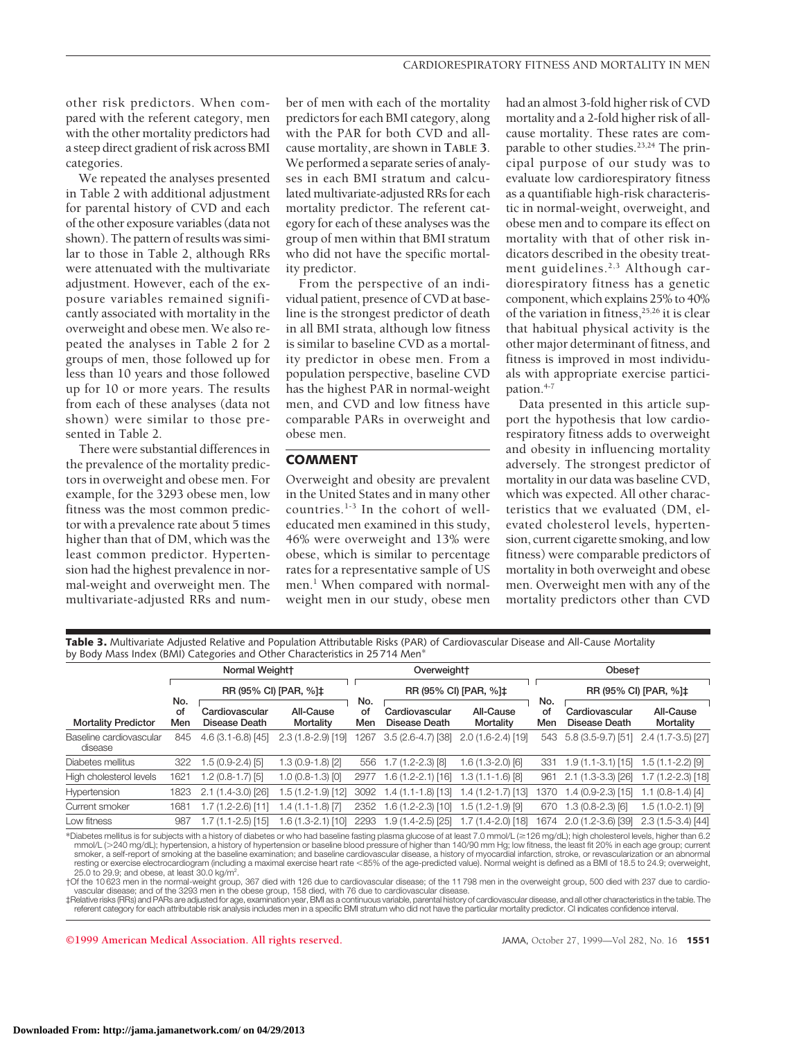other risk predictors. When compared with the referent category, men with the other mortality predictors had a steep direct gradient of risk across BMI categories.

We repeated the analyses presented in Table 2 with additional adjustment for parental history of CVD and each of the other exposure variables (data not shown). The pattern of results was similar to those in Table 2, although RRs were attenuated with the multivariate adjustment. However, each of the exposure variables remained significantly associated with mortality in the overweight and obese men. We also repeated the analyses in Table 2 for 2 groups of men, those followed up for less than 10 years and those followed up for 10 or more years. The results from each of these analyses (data not shown) were similar to those presented in Table 2.

There were substantial differences in the prevalence of the mortality predictors in overweight and obese men. For example, for the 3293 obese men, low fitness was the most common predictor with a prevalence rate about 5 times higher than that of DM, which was the least common predictor. Hypertension had the highest prevalence in normal-weight and overweight men. The multivariate-adjusted RRs and number of men with each of the mortality predictors for each BMI category, along with the PAR for both CVD and all-cause mortality, are shown in **TABLE 3**. We performed a separate series of analyses in each BMI stratum and calculated multivariate-adjusted RRs for each mortality predictor. The referent category for each of these analyses was the group of men within that BMI stratum who did not have the specific mortality predictor.

From the perspective of an individual patient, presence of CVD at baseline is the strongest predictor of death in all BMI strata, although low fitness is similar to baseline CVD as a mortality predictor in obese men. From a population perspective, baseline CVD has the highest PAR in normal-weight men, and CVD and low fitness have comparable PARs in overweight and obese men.

## COMMENT

Overweight and obesity are prevalent in the United States and in many other countries.[1-3] In the cohort of well-educated men examined in this study, 46% were overweight and 13% were obese, which is similar to percentage rates for a representative sample of US men.[1] When compared with normal-weight men in our study, obese men had an almost 3-fold higher risk of CVD mortality and a 2-fold higher risk of all-cause mortality. These rates are comparable to other studies.[23,24] The principal purpose of our study was to evaluate low cardiorespiratory fitness as a quantifiable high-risk characteristic in normal-weight, overweight, and obese men and to compare its effect on mortality with that of other risk indicators described in the obesity treatment guidelines.[2,3] Although cardiorespiratory fitness has a genetic component, which explains 25% to 40% of the variation in fitness,[25,26] it is clear that habitual physical activity is the other major determinant of fitness, and fitness is improved in most individuals with appropriate exercise participation.[4-7]

Data presented in this article support the hypothesis that low cardiorespiratory fitness adds to overweight and obesity in influencing mortality adversely. The strongest predictor of mortality in our data was baseline CVD, which was expected. All other characteristics that we evaluated (DM, elevated cholesterol levels, hypertension, current cigarette smoking, and low fitness) were comparable predictors of mortality in both overweight and obese men. Overweight men with any of the mortality predictors other than CVD

**Table 3.** Multivariate Adjusted Relative and Population Attributable Risks (PAR) of Cardiovascular Disease and All-Cause Mortality by Body Mass Index (BMI) Categories and Other Characteristics in 25714 Men*

| | Normal Weight† | | | Overweight† | | | Obese† | | |
|---|---|---|---|---|---|---|---|---|---|
| | | RR (95% CI) [PAR, %]‡ | | | RR (95% CI) [PAR, %]‡ | | | RR (95% CI) [PAR, %]‡ | |
| Mortality Predictor | No. of Men | Cardiovascular Disease Death | All-Cause Mortality | No. of Men | Cardiovascular Disease Death | All-Cause Mortality | No. of Men | Cardiovascular Disease Death | All-Cause Mortality |
| Baseline cardiovascular disease | 845 | 4.6 (3.1-6.8) [45] | 2.3 (1.8-2.9) [19] | 1267 | 3.5 (2.6-4.7) [38] | 2.0 (1.6-2.4) [19] | 543 | 5.8 (3.5-9.7) [51] | 2.4 (1.7-3.5) [27] |
| Diabetes mellitus | 322 | 1.5 (0.9-2.4) [5] | 1.3 (0.9-1.8) [2] | 556 | 1.7 (1.2-2.3) [8] | 1.6 (1.3-2.0) [6] | 331 | 1.9 (1.1-3.1) [15] | 1.5 (1.1-2.2) [9] |
| High cholesterol levels | 1621 | 1.2 (0.8-1.7) [5] | 1.0 (0.8-1.3) [0] | 2977 | 1.6 (1.2-2.1) [16] | 1.3 (1.1-1.6) [8] | 961 | 2.1 (1.3-3.3) [26] | 1.7 (1.2-2.3) [18] |
| Hypertension | 1823 | 2.1 (1.4-3.0) [26] | 1.5 (1.2-1.9) [12] | 3092 | 1.4 (1.1-1.8) [13] | 1.4 (1.2-1.7) [13] | 1370 | 1.4 (0.9-2.3) [15] | 1.1 (0.8-1.4) [4] |
| Current smoker | 1681 | 1.7 (1.2-2.6) [11] | 1.4 (1.1-1.8) [7] | 2352 | 1.6 (1.2-2.3) [10] | 1.5 (1.2-1.9) [9] | 670 | 1.3 (0.8-2.3) [6] | 1.5 (1.0-2.1) [9] |
| Low fitness | 987 | 1.7 (1.1-2.5) [15] | 1.6 (1.3-2.1) [10] | 2293 | 1.9 (1.4-2.5) [25] | 1.7 (1.4-2.0) [18] | 1674 | 2.0 (1.2-3.6) [39] | 2.3 (1.5-3.4) [44] |

*Diabetes mellitus is for subjects with a history of diabetes or who had baseline fasting plasma glucose of at least 7.0 mmol/L (≥126 mg/dL); high cholesterol levels, higher than 6.2 mmol/L (>240 mg/dL); hypertension, a history of hypertension or baseline blood pressure of higher than 140/90 mm Hg; low fitness, the least fit 20% in each age group; current smoker, a self-report of smoking at the baseline examination; and baseline cardiovascular disease, a history of myocardial infarction, stroke, or revascularization or an abnormal resting or exercise electrocardiogram (including a maximal exercise heart rate <85% of the age-predicted value). Normal weight is defined as a BMI of 18.5 to 24.9; overweight, 25.0 to 29.9; and obese, at least 30.0 kg/m².

†Of the 10623 men in the normal-weight group, 367 died with 126 due to cardiovascular disease; of the 11798 men in the overweight group, 500 died with 237 due to cardiovascular disease; and of the 3293 men in the obese group, 158 died, with 76 due to cardiovascular disease.

‡Relative risks (RRs) and PARs are adjusted for age, examination year, BMI as a continuous variable, parental history of cardiovascular disease, and all other characteristics in the table. The referent category for each attributable risk analysis includes men in a specific BMI stratum who did not have the particular mortality predictor. CI indicates confidence interval.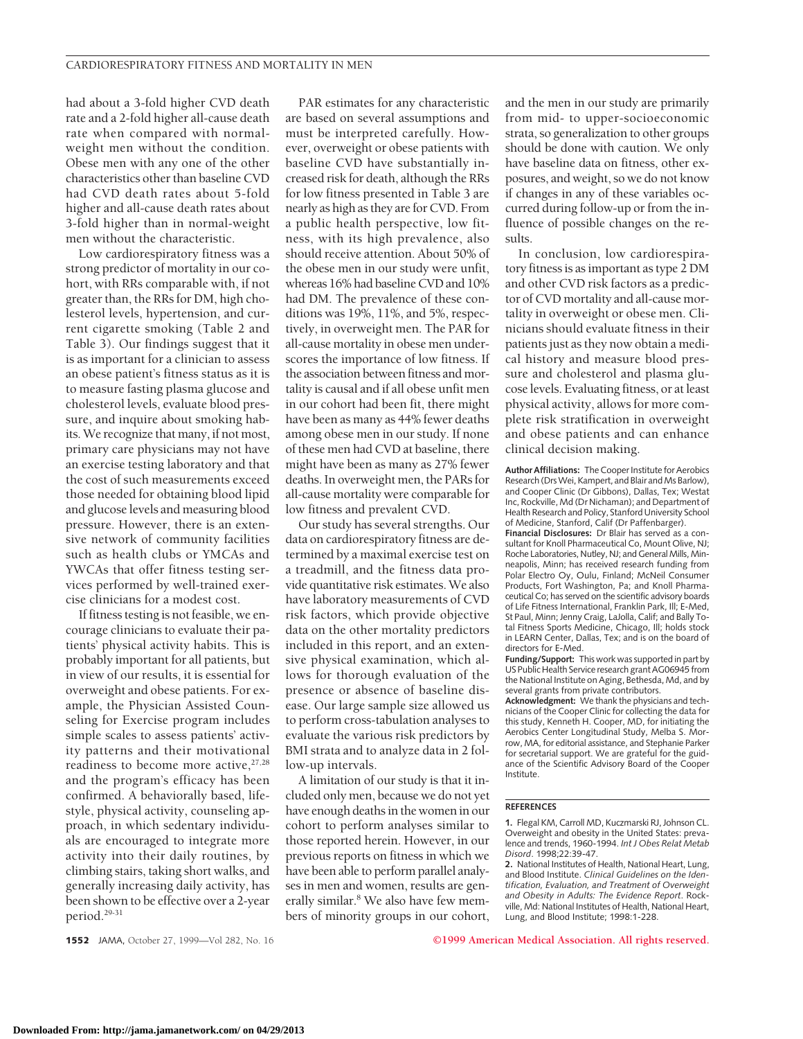had about a 3-fold higher CVD death rate and a 2-fold higher all-cause death rate when compared with normal-weight men without the condition. Obese men with any one of the other characteristics other than baseline CVD had CVD death rates about 5-fold higher and all-cause death rates about 3-fold higher than in normal-weight men without the characteristic.

Low cardiorespiratory fitness was a strong predictor of mortality in our cohort, with RRs comparable with, if not greater than, the RRs for DM, high cholesterol levels, hypertension, and current cigarette smoking (Table 2 and Table 3). Our findings suggest that it is as important for a clinician to assess an obese patient's fitness status as it is to measure fasting plasma glucose and cholesterol levels, evaluate blood pressure, and inquire about smoking habits. We recognize that many, if not most, primary care physicians may not have an exercise testing laboratory and that the cost of such measurements exceed those needed for obtaining blood lipid and glucose levels and measuring blood pressure. However, there is an extensive network of community facilities such as health clubs or YMCAs and YWCAs that offer fitness testing services performed by well-trained exercise clinicians for a modest cost.

If fitness testing is not feasible, we encourage clinicians to evaluate their patients' physical activity habits. This is probably important for all patients, but in view of our results, it is essential for overweight and obese patients. For example, the Physician Assisted Counseling for Exercise program includes simple scales to assess patients' activity patterns and their motivational readiness to become more active,[27,28] and the program's efficacy has been confirmed. A behaviorally based, lifestyle, physical activity, counseling approach, in which sedentary individuals are encouraged to integrate more activity into their daily routines, by climbing stairs, taking short walks, and generally increasing daily activity, has been shown to be effective over a 2-year period.[29-31]

PAR estimates for any characteristic are based on several assumptions and must be interpreted carefully. However, overweight or obese patients with baseline CVD have substantially increased risk for death, although the RRs for low fitness presented in Table 3 are nearly as high as they are for CVD. From a public health perspective, low fitness, with its high prevalence, also should receive attention. About 50% of the obese men in our study were unfit, whereas 16% had baseline CVD and 10% had DM. The prevalence of these conditions was 19%, 11%, and 5%, respectively, in overweight men. The PAR for all-cause mortality in obese men underscores the importance of low fitness. If the association between fitness and mortality is causal and if all obese unfit men in our cohort had been fit, there might have been as many as 44% fewer deaths among obese men in our study. If none of these men had CVD at baseline, there might have been as many as 27% fewer deaths. In overweight men, the PARs for all-cause mortality were comparable for low fitness and prevalent CVD.

Our study has several strengths. Our data on cardiorespiratory fitness are determined by a maximal exercise test on a treadmill, and the fitness data provide quantitative risk estimates. We also have laboratory measurements of CVD risk factors, which provide objective data on the other mortality predictors included in this report, and an extensive physical examination, which allows for thorough evaluation of the presence or absence of baseline disease. Our large sample size allowed us to perform cross-tabulation analyses to evaluate the various risk predictors by BMI strata and to analyze data in 2 follow-up intervals.

A limitation of our study is that it included only men, because we do not yet have enough deaths in the women in our cohort to perform analyses similar to those reported herein. However, in our previous reports on fitness in which we have been able to perform parallel analyses in men and women, results are generally similar.[8] We also have few members of minority groups in our cohort, and the men in our study are primarily from mid- to upper-socioeconomic strata, so generalization to other groups should be done with caution. We only have baseline data on fitness, other exposures, and weight, so we do not know if changes in any of these variables occurred during follow-up or from the influence of possible changes on the results.

In conclusion, low cardiorespiratory fitness is as important as type 2 DM and other CVD risk factors as a predictor of CVD mortality and all-cause mortality in overweight or obese men. Clinicians should evaluate fitness in their patients just as they now obtain a medical history and measure blood pressure and cholesterol and plasma glucose levels. Evaluating fitness, or at least physical activity, allows for more complete risk stratification in overweight and obese patients and can enhance clinical decision making.

**Author Affiliations:** The Cooper Institute for Aerobics Research (Drs Wei, Kampert, and Blair and Ms Barlow), and Cooper Clinic (Dr Gibbons), Dallas, Tex; Westat Inc, Rockville, Md (Dr Nichaman); and Department of Health Research and Policy, Stanford University School of Medicine, Stanford, Calif (Dr Paffenbarger).

**Financial Disclosures:** Dr Blair has served as a consultant for Knoll Pharmaceutical Co, Mount Olive, NJ; Roche Laboratories, Nutley, NJ; and General Mills, Minneapolis, Minn; has received research funding from Polar Electro Oy, Oulu, Finland; McNeil Consumer Products, Fort Washington, Pa; and Knoll Pharmaceutical Co; has served on the scientific advisory boards of Life Fitness International, Franklin Park, Ill; E-Med, St Paul, Minn; Jenny Craig, LaJolla, Calif; and Bally Total Fitness Sports Medicine, Chicago, Ill; holds stock in LEARN Center, Dallas, Tex; and is on the board of directors for E-Med.

**Funding/Support:** This work was supported in part by US Public Health Service research grant AG06945 from the National Institute on Aging, Bethesda, Md, and by several grants from private contributors.

**Acknowledgment:** We thank the physicians and technicians of the Cooper Clinic for collecting the data for this study, Kenneth H. Cooper, MD, for initiating the Aerobics Center Longitudinal Study, Melba S. Morrow, MA, for editorial assistance, and Stephanie Parker for secretarial support. We are grateful for the guidance of the Scientific Advisory Board of the Cooper Institute.

## REFERENCES

1. Flegal KM, Carroll MD, Kuczmarski RJ, Johnson CL. Overweight and obesity in the United States: prevalence and trends, 1960-1994. *Int J Obes Relat Metab Disord*. 1998;22:39-47.

2. National Institutes of Health, National Heart, Lung, and Blood Institute. *Clinical Guidelines on the Identification, Evaluation, and Treatment of Overweight and Obesity in Adults: The Evidence Report*. Rockville, Md: National Institutes of Health, National Heart, Lung, and Blood Institute; 1998:1-228.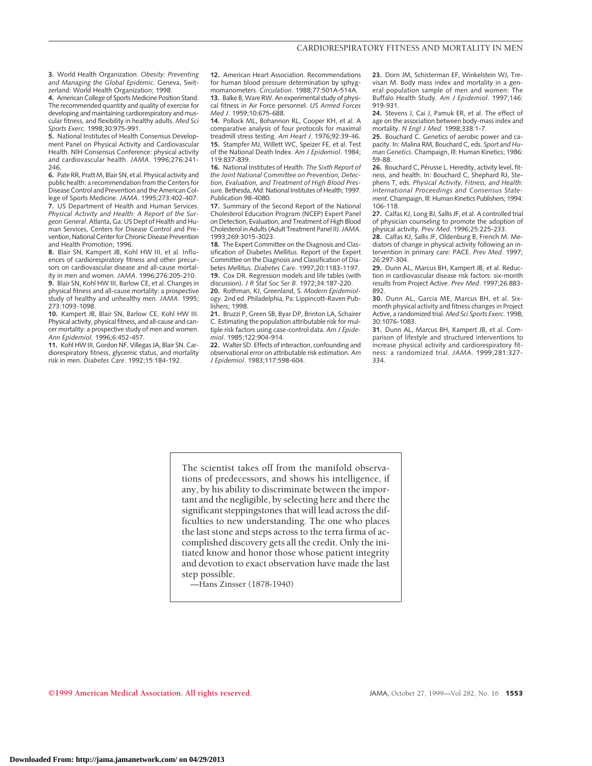3. World Health Organization. *Obesity: Preventing and Managing the Global Epidemic*. Geneva, Switzerland: World Health Organization; 1998.

4. American College of Sports Medicine Position Stand. The recommended quantity and quality of exercise for developing and maintaining cardiorespiratory and muscular fitness, and flexibility in healthy adults. *Med Sci Sports Exerc*. 1998;30:975-991.

5. National Institutes of Health Consensus Development Panel on Physical Activity and Cardiovascular Health. NIH Consensus Conference: physical activity and cardiovascular health. *JAMA*. 1996;276:241-246.

6. Pate RR, Pratt M, Blair SN, et al. Physical activity and public health: a recommendation from the Centers for Disease Control and Prevention and the American College of Sports Medicine. *JAMA*. 1995;273:402-407.

7. US Department of Health and Human Services. *Physical Activity and Health: A Report of the Surgeon General*. Atlanta, Ga: US Dept of Health and Human Services, Centers for Disease Control and Prevention, National Center for Chronic Disease Prevention and Health Promotion; 1996.

8. Blair SN, Kampert JB, Kohl HW III, et al. Influences of cardiorespiratory fitness and other precursors on cardiovascular disease and all-cause mortality in men and women. *JAMA*. 1996;276:205-210.

9. Blair SN, Kohl HW III, Barlow CE, et al. Changes in physical fitness and all-cause mortality: a prospective study of healthy and unhealthy men. *JAMA*. 1995;273:1093-1098.

10. Kampert JB, Blair SN, Barlow CE, Kohl HW III. Physical activity, physical fitness, and all-cause and cancer mortality: a prospective study of men and women. *Ann Epidemiol*. 1996;6:452-457.

11. Kohl HW III, Gordon NF, Villegas JA, Blair SN. Cardiorespiratory fitness, glycemic status, and mortality risk in men. *Diabetes Care*. 1992;15:184-192.

12. American Heart Association. Recommendations for human blood pressure determination by sphygmomanometers. *Circulation*. 1988;77:501A-514A.

13. Balke B, Ware RW. An experimental study of physical fitness in Air Force personnel. *US Armed Forces Med J*. 1959;10:675-688.

14. Pollock ML, Bohannon RL, Cooper KH, et al. A comparative analysis of four protocols for maximal treadmill stress testing. *Am Heart J*. 1976;92:39-46.

15. Stampfer MJ, Willett WC, Speizer FE, et al. Test of the National Death Index. *Am J Epidemiol*. 1984;119:837-839.

16. National Institutes of Health. *The Sixth Report of the Joint National Committee on Prevention, Detection, Evaluation, and Treatment of High Blood Pressure*. Bethesda, Md: National Institutes of Health; 1997. Publication 98-4080.

17. Summary of the Second Report of the National Cholesterol Education Program (NCEP) Expert Panel on Detection, Evaluation, and Treatment of High Blood Cholesterol in Adults (Adult Treatment Panel II). *JAMA*. 1993;269:3015-3023.

18. The Expert Committee on the Diagnosis and Classification of Diabetes Mellitus. Report of the Expert Committee on the Diagnosis and Classification of Diabetes Mellitus. *Diabetes Care*. 1997;20:1183-1197.

19. Cox DR. Regression models and life tables (with discussion). *J R Stat Soc Ser B*. 1972;34:187-220.

20. Rothman, KJ, Greenland, S. *Modern Epidemiology*. 2nd ed. Philadelphia, Pa: Lippincott-Raven Publishers; 1998.

21. Bruzzi P, Green SB, Byar DP, Brinton LA, Schairer C. Estimating the population attributable risk for multiple risk factors using case-control data. *Am J Epidemiol*. 1985;122:904-914.

22. Walter SD. Effects of interaction, confounding and observational error on attributable risk estimation. *Am J Epidemiol*. 1983;117:598-604.

23. Dorn JM, Schisterman EF, Winkelstein WJ, Trevisan M. Body mass index and mortality in a general population sample of men and women: The Buffalo Health Study. *Am J Epidemiol*. 1997;146:919-931.

24. Stevens J, Cai J, Pamuk ER, et al. The effect of age on the association between body-mass index and mortality. *N Engl J Med*. 1998;338:1-7.

25. Bouchard C. Genetics of aerobic power and capacity. In: Malina RM, Bouchard C, eds. *Sport and Human Genetics*. Champaign, Ill: Human Kinetics; 1986:59-88.

26. Bouchard C, Pérusse L. Heredity, activity level, fitness, and health. In: Bouchard C, Shephard RJ, Stephens T, eds. *Physical Activity, Fitness, and Health: International Proceedings and Consensus Statement*. Champaign, Ill: Human Kinetics Publishers; 1994:106-118.

27. Calfas KJ, Long BJ, Sallis JF, et al. A controlled trial of physician counseling to promote the adoption of physical activity. *Prev Med*. 1996;25:225-233.

28. Calfas KJ, Sallis JF, Oldenburg B, French M. Mediators of change in physical activity following an intervention in primary care: PACE. *Prev Med*. 1997;26:297-304.

29. Dunn AL, Marcus BH, Kampert JB, et al. Reduction in cardiovascular disease risk factors: six-month results from Project Active. *Prev Med*. 1997;26:883-892.

30. Dunn AL, Garcia ME, Marcus BH, et al. Six-month physical activity and fitness changes in Project Active, a randomized trial. *Med Sci Sports Exerc*. 1998;30:1076-1083.

31. Dunn AL, Marcus BH, Kampert JB, et al. Comparison of lifestyle and structured interventions to increase physical activity and cardiorespiratory fitness: a randomized trial. *JAMA*. 1999;281:327-334.

> The scientist takes off from the manifold observations of predecessors, and shows his intelligence, if any, by his ability to discriminate between the important and the negligible, by selecting here and there the significant steppingstones that will lead across the difficulties to new understanding. The one who places the last stone and steps across to the terra firma of accomplished discovery gets all the credit. Only the initiated know and honor those whose patient integrity and devotion to exact observation have made the last step possible.
>
> —Hans Zinsser (1878-1940)